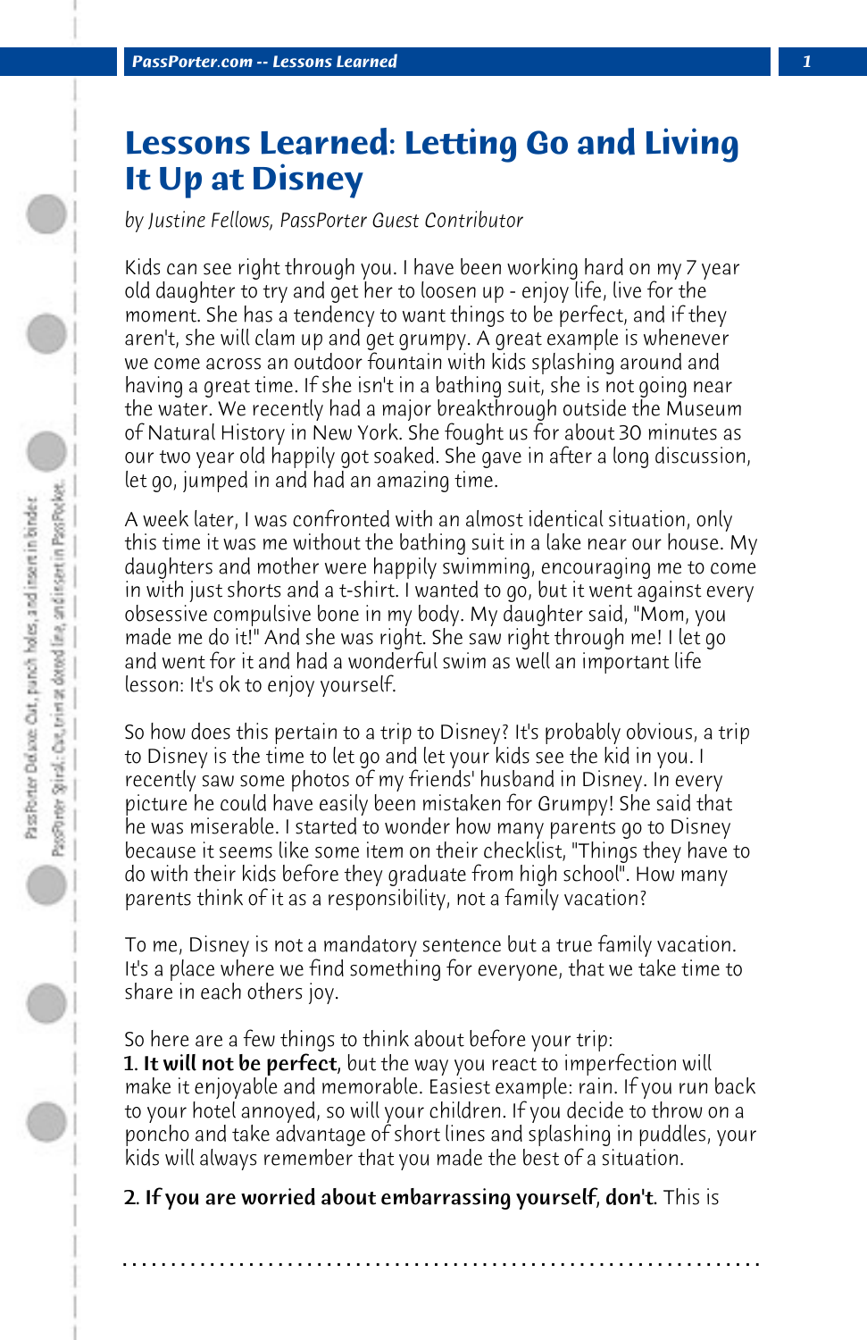# Lessons Learned: Letting Go and Living It Up at Disney

*by Justine Fellows, PassPorter Guest Contributor*

Kids can see right through you. I have been working hard on my 7 year old daughter to try and get her to loosen up - enjoy life, live for the moment. She has a tendency to want things to be perfect, and if they aren't, she will clam up and get grumpy. A great example is whenever we come across an outdoor fountain with kids splashing around and having a great time. If she isn't in a bathing suit, she is not going near the water. We recently had a major breakthrough outside the Museum of Natural History in New York. She fought us for about 30 minutes as our two year old happily got soaked. She gave in after a long discussion, let go, jumped in and had an amazing time.

A week later, I was confronted with an almost identical situation, only this time it was me without the bathing suit in a lake near our house. My daughters and mother were happily swimming, encouraging me to come in with just shorts and a t-shirt. I wanted to go, but it went against every obsessive compulsive bone in my body. My daughter said, "Mom, you made me do it!" And she was right. She saw right through me! I let go and went for it and had a wonderful swim as well an important life lesson: It's ok to enjoy yourself.

So how does this pertain to a trip to Disney? It's probably obvious, a trip to Disney is the time to let go and let your kids see the kid in you. I recently saw some photos of my friends' husband in Disney. In every picture he could have easily been mistaken for Grumpy! She said that he was miserable. I started to wonder how many parents go to Disney because it seems like some item on their checklist, "Things they have to do with their kids before they graduate from high school". How many parents think of it as a responsibility, not a family vacation?

To me, Disney is not a mandatory sentence but a true family vacation. It's a place where we find something for everyone, that we take time to share in each others joy.

So here are a few things to think about before your trip:
1. **It will not be perfect**, but the way you react to imperfection will make it enjoyable and memorable. Easiest example: rain. If you run back to your hotel annoyed, so will your children. If you decide to throw on a poncho and take advantage of short lines and splashing in puddles, your kids will always remember that you made the best of a situation.

2. **If you are worried about embarrassing yourself, don't**. This is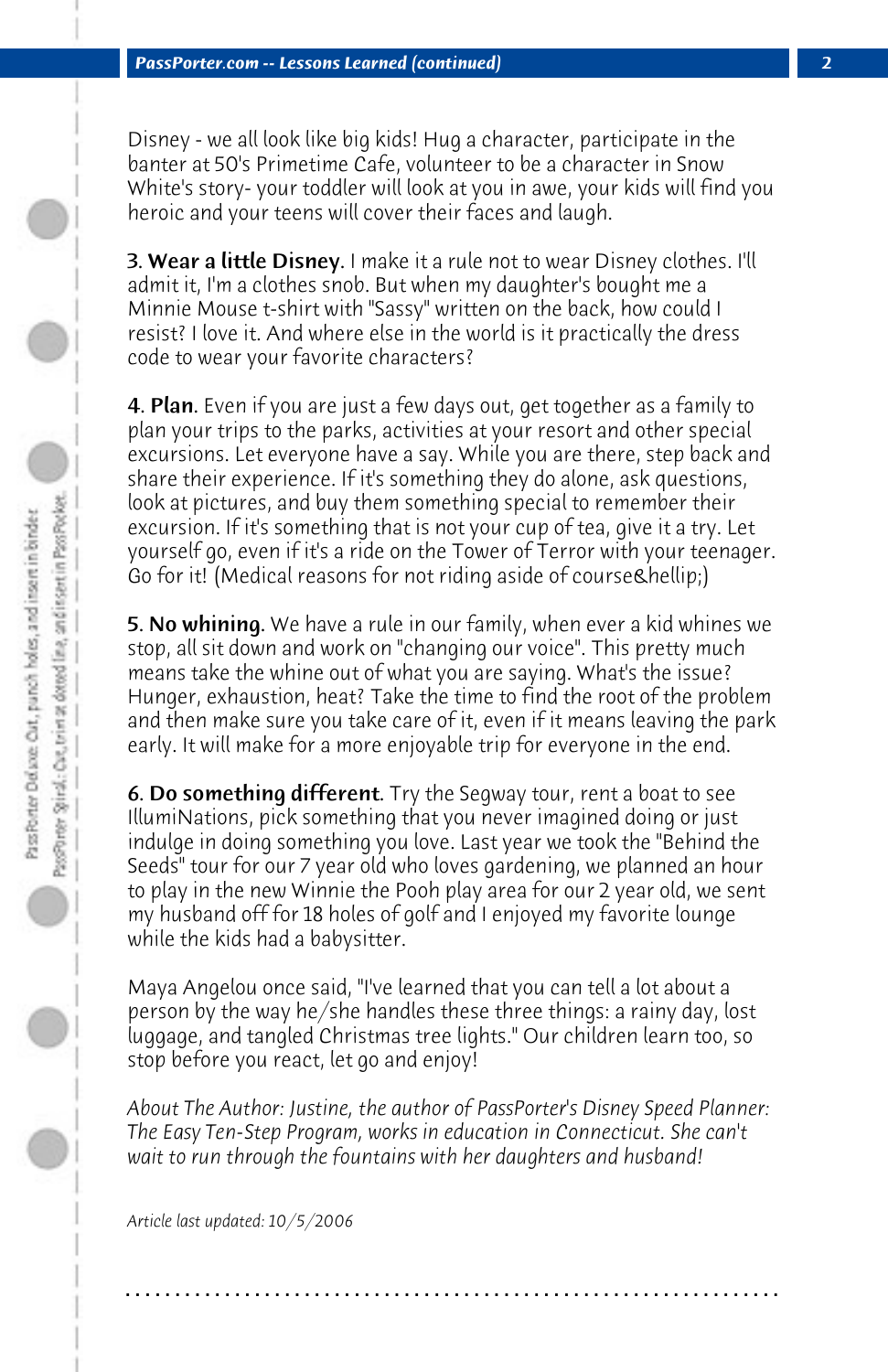Disney - we all look like big kids! Hug a character, participate in the banter at 50's Primetime Cafe, volunteer to be a character in Snow White's story- your toddler will look at you in awe, your kids will find you heroic and your teens will cover their faces and laugh.

**3. Wear a little Disney**. I make it a rule not to wear Disney clothes. I'll admit it, I'm a clothes snob. But when my daughter's bought me a Minnie Mouse t-shirt with "Sassy" written on the back, how could I resist? I love it. And where else in the world is it practically the dress code to wear your favorite characters?

**4. Plan**. Even if you are just a few days out, get together as a family to plan your trips to the parks, activities at your resort and other special excursions. Let everyone have a say. While you are there, step back and share their experience. If it's something they do alone, ask questions, look at pictures, and buy them something special to remember their excursion. If it's something that is not your cup of tea, give it a try. Let yourself go, even if it's a ride on the Tower of Terror with your teenager. Go for it! (Medical reasons for not riding aside of course&hellip;)

**5. No whining**. We have a rule in our family, when ever a kid whines we stop, all sit down and work on "changing our voice". This pretty much means take the whine out of what you are saying. What's the issue? Hunger, exhaustion, heat? Take the time to find the root of the problem and then make sure you take care of it, even if it means leaving the park early. It will make for a more enjoyable trip for everyone in the end.

**6. Do something different**. Try the Segway tour, rent a boat to see IllumiNations, pick something that you never imagined doing or just indulge in doing something you love. Last year we took the "Behind the Seeds" tour for our 7 year old who loves gardening, we planned an hour to play in the new Winnie the Pooh play area for our 2 year old, we sent my husband off for 18 holes of golf and I enjoyed my favorite lounge while the kids had a babysitter.

Maya Angelou once said, "I've learned that you can tell a lot about a person by the way he/she handles these three things: a rainy day, lost luggage, and tangled Christmas tree lights." Our children learn too, so stop before you react, let go and enjoy!

*About The Author: Justine, the author of PassPorter's Disney Speed Planner: The Easy Ten-Step Program, works in education in Connecticut. She can't wait to run through the fountains with her daughters and husband!*

*Article last updated: 10/5/2006*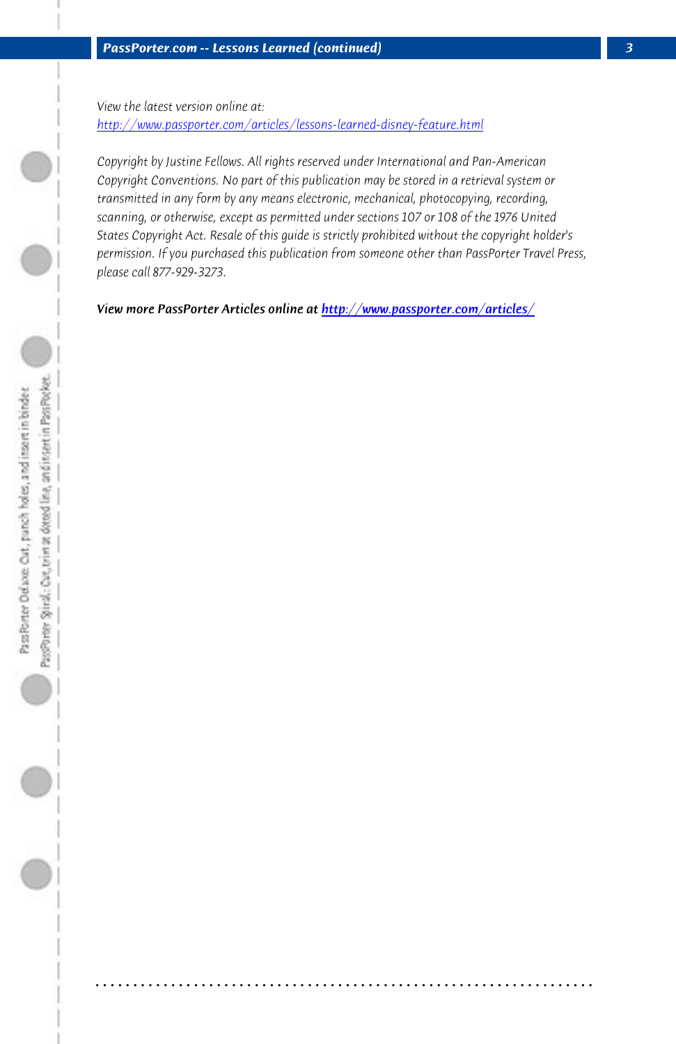*View the latest version online at:*
*[http://www.passporter.com/articles/lessons-learned-disney-feature.html](http://www.passporter.com/articles/lessons-learned-disney-feature.html)*

*Copyright by Justine Fellows. All rights reserved under International and Pan-American Copyright Conventions. No part of this publication may be stored in a retrieval system or transmitted in any form by any means electronic, mechanical, photocopying, recording, scanning, or otherwise, except as permitted under sections 107 or 108 of the 1976 United States Copyright Act. Resale of this guide is strictly prohibited without the copyright holder's permission. If you purchased this publication from someone other than PassPorter Travel Press, please call 877-929-3273.*

***View more PassPorter Articles online at [http://www.passporter.com/articles/](http://www.passporter.com/articles/)***